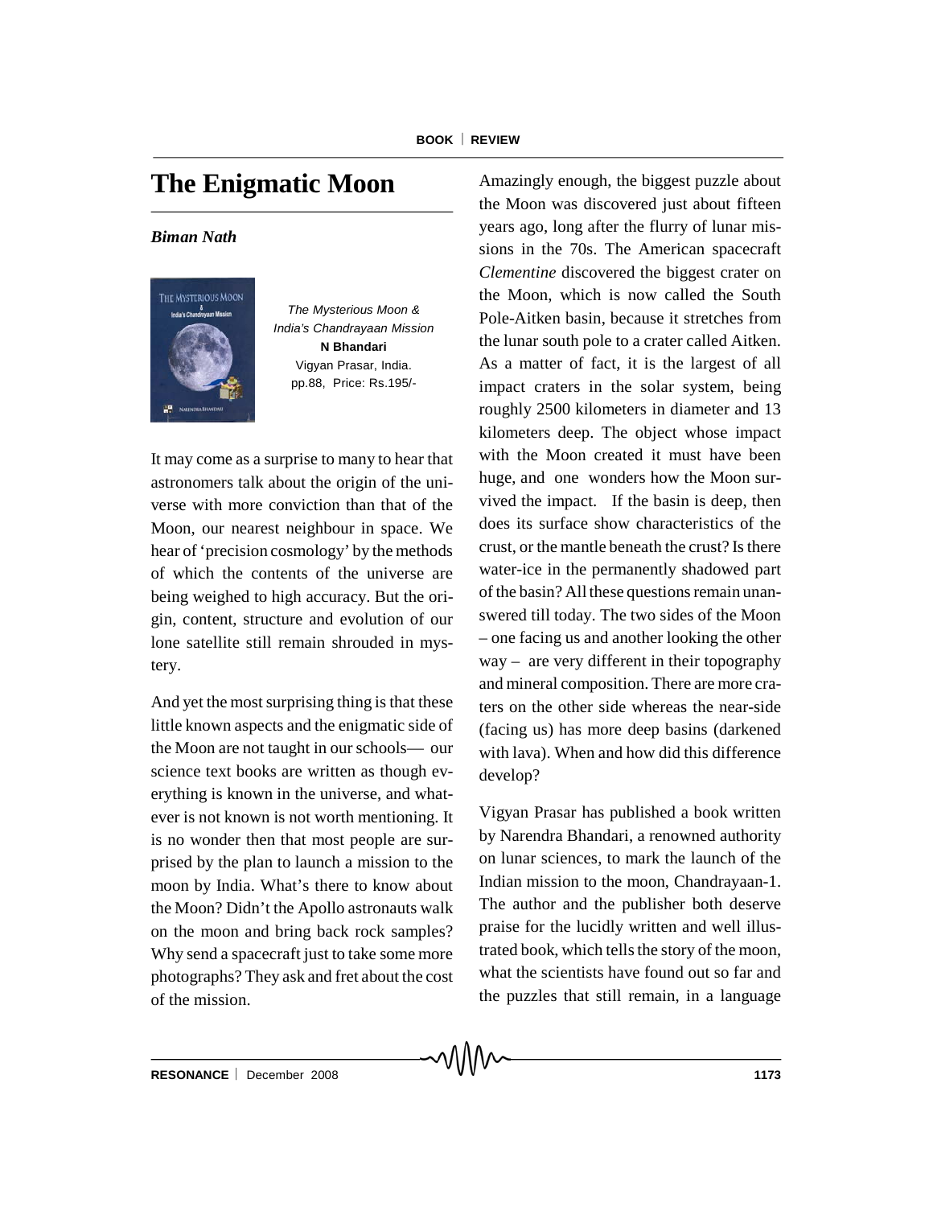# The Enigmatic Moon

***Biman Nath***

*The Mysterious Moon & India's Chandrayaan Mission*
**N Bhandari**
Vigyan Prasar, India.
pp.88, Price: Rs.195/-

It may come as a surprise to many to hear that astronomers talk about the origin of the universe with more conviction than that of the Moon, our nearest neighbour in space. We hear of 'precision cosmology' by the methods of which the contents of the universe are being weighed to high accuracy. But the origin, content, structure and evolution of our lone satellite still remain shrouded in mystery.

And yet the most surprising thing is that these little known aspects and the enigmatic side of the Moon are not taught in our schools— our science text books are written as though everything is known in the universe, and whatever is not known is not worth mentioning. It is no wonder then that most people are surprised by the plan to launch a mission to the moon by India. What's there to know about the Moon? Didn't the Apollo astronauts walk on the moon and bring back rock samples? Why send a spacecraft just to take some more photographs? They ask and fret about the cost of the mission.

Amazingly enough, the biggest puzzle about the Moon was discovered just about fifteen years ago, long after the flurry of lunar missions in the 70s. The American spacecraft *Clementine* discovered the biggest crater on the Moon, which is now called the South Pole-Aitken basin, because it stretches from the lunar south pole to a crater called Aitken. As a matter of fact, it is the largest of all impact craters in the solar system, being roughly 2500 kilometers in diameter and 13 kilometers deep. The object whose impact with the Moon created it must have been huge, and one wonders how the Moon survived the impact. If the basin is deep, then does its surface show characteristics of the crust, or the mantle beneath the crust? Is there water-ice in the permanently shadowed part of the basin? All these questions remain unanswered till today. The two sides of the Moon – one facing us and another looking the other way – are very different in their topography and mineral composition. There are more craters on the other side whereas the near-side (facing us) has more deep basins (darkened with lava). When and how did this difference develop?

Vigyan Prasar has published a book written by Narendra Bhandari, a renowned authority on lunar sciences, to mark the launch of the Indian mission to the moon, Chandrayaan-1. The author and the publisher both deserve praise for the lucidly written and well illustrated book, which tells the story of the moon, what the scientists have found out so far and the puzzles that still remain, in a language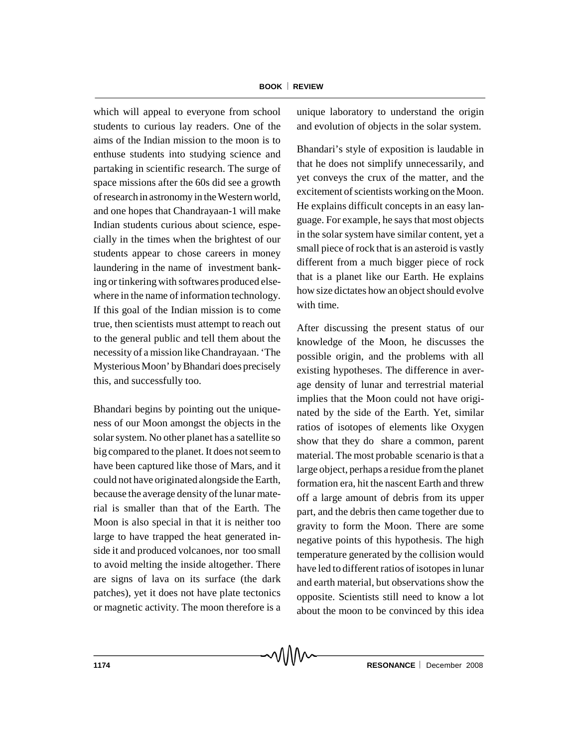which will appeal to everyone from school students to curious lay readers. One of the aims of the Indian mission to the moon is to enthuse students into studying science and partaking in scientific research. The surge of space missions after the 60s did see a growth of research in astronomy in the Western world, and one hopes that Chandrayaan-1 will make Indian students curious about science, especially in the times when the brightest of our students appear to chose careers in money laundering in the name of investment banking or tinkering with softwares produced elsewhere in the name of information technology. If this goal of the Indian mission is to come true, then scientists must attempt to reach out to the general public and tell them about the necessity of a mission like Chandrayaan. 'The Mysterious Moon' by Bhandari does precisely this, and successfully too.

Bhandari begins by pointing out the uniqueness of our Moon amongst the objects in the solar system. No other planet has a satellite so big compared to the planet. It does not seem to have been captured like those of Mars, and it could not have originated alongside the Earth, because the average density of the lunar material is smaller than that of the Earth. The Moon is also special in that it is neither too large to have trapped the heat generated inside it and produced volcanoes, nor too small to avoid melting the inside altogether. There are signs of lava on its surface (the dark patches), yet it does not have plate tectonics or magnetic activity. The moon therefore is a unique laboratory to understand the origin and evolution of objects in the solar system.

Bhandari's style of exposition is laudable in that he does not simplify unnecessarily, and yet conveys the crux of the matter, and the excitement of scientists working on the Moon. He explains difficult concepts in an easy language. For example, he says that most objects in the solar system have similar content, yet a small piece of rock that is an asteroid is vastly different from a much bigger piece of rock that is a planet like our Earth. He explains how size dictates how an object should evolve with time.

After discussing the present status of our knowledge of the Moon, he discusses the possible origin, and the problems with all existing hypotheses. The difference in average density of lunar and terrestrial material implies that the Moon could not have originated by the side of the Earth. Yet, similar ratios of isotopes of elements like Oxygen show that they do share a common, parent material. The most probable scenario is that a large object, perhaps a residue from the planet formation era, hit the nascent Earth and threw off a large amount of debris from its upper part, and the debris then came together due to gravity to form the Moon. There are some negative points of this hypothesis. The high temperature generated by the collision would have led to different ratios of isotopes in lunar and earth material, but observations show the opposite. Scientists still need to know a lot about the moon to be convinced by this idea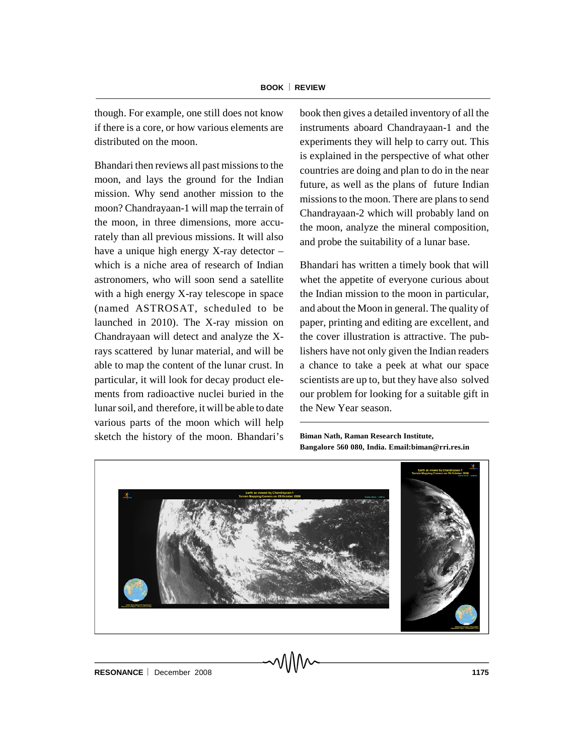though. For example, one still does not know if there is a core, or how various elements are distributed on the moon.

Bhandari then reviews all past missions to the moon, and lays the ground for the Indian mission. Why send another mission to the moon? Chandrayaan-1 will map the terrain of the moon, in three dimensions, more accurately than all previous missions. It will also have a unique high energy X-ray detector – which is a niche area of research of Indian astronomers, who will soon send a satellite with a high energy X-ray telescope in space (named ASTROSAT, scheduled to be launched in 2010). The X-ray mission on Chandrayaan will detect and analyze the X-rays scattered by lunar material, and will be able to map the content of the lunar crust. In particular, it will look for decay product elements from radioactive nuclei buried in the lunar soil, and therefore, it will be able to date various parts of the moon which will help sketch the history of the moon. Bhandari's book then gives a detailed inventory of all the instruments aboard Chandrayaan-1 and the experiments they will help to carry out. This is explained in the perspective of what other countries are doing and plan to do in the near future, as well as the plans of future Indian missions to the moon. There are plans to send Chandrayaan-2 which will probably land on the moon, analyze the mineral composition, and probe the suitability of a lunar base.

Bhandari has written a timely book that will whet the appetite of everyone curious about the Indian mission to the moon in particular, and about the Moon in general. The quality of paper, printing and editing are excellent, and the cover illustration is attractive. The publishers have not only given the Indian readers a chance to take a peek at what our space scientists are up to, but they have also solved our problem for looking for a suitable gift in the New Year season.

---

**Biman Nath, Raman Research Institute, Bangalore 560 080, India. Email:biman@rri.res.in**

Earth as viewed by Chandrayaan-1
Terrain Mapping Camera on 29 October 2008

Earth as viewed by Chandrayaan-1
Terrain Mapping Camera on 29 October 2008